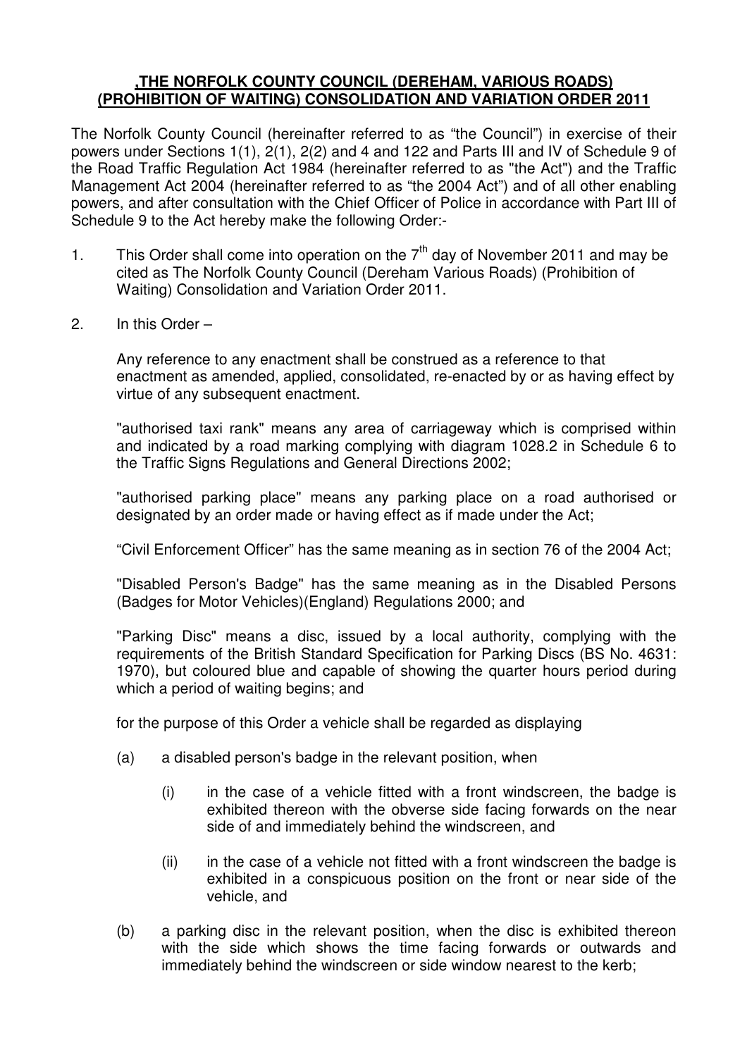**,THE NORFOLK COUNTY COUNCIL (DEREHAM, VARIOUS ROADS) (PROHIBITION OF WAITING) CONSOLIDATION AND VARIATION ORDER 2011**

The Norfolk County Council (hereinafter referred to as "the Council") in exercise of their powers under Sections 1(1), 2(1), 2(2) and 4 and 122 and Parts III and IV of Schedule 9 of the Road Traffic Regulation Act 1984 (hereinafter referred to as "the Act") and the Traffic Management Act 2004 (hereinafter referred to as "the 2004 Act") and of all other enabling powers, and after consultation with the Chief Officer of Police in accordance with Part III of Schedule 9 to the Act hereby make the following Order:-

1. This Order shall come into operation on the 7th day of November 2011 and may be cited as The Norfolk County Council (Dereham Various Roads) (Prohibition of Waiting) Consolidation and Variation Order 2011.

2. In this Order –

   Any reference to any enactment shall be construed as a reference to that enactment as amended, applied, consolidated, re-enacted by or as having effect by virtue of any subsequent enactment.

   "authorised taxi rank" means any area of carriageway which is comprised within and indicated by a road marking complying with diagram 1028.2 in Schedule 6 to the Traffic Signs Regulations and General Directions 2002;

   "authorised parking place" means any parking place on a road authorised or designated by an order made or having effect as if made under the Act;

   "Civil Enforcement Officer" has the same meaning as in section 76 of the 2004 Act;

   "Disabled Person's Badge" has the same meaning as in the Disabled Persons (Badges for Motor Vehicles)(England) Regulations 2000; and

   "Parking Disc" means a disc, issued by a local authority, complying with the requirements of the British Standard Specification for Parking Discs (BS No. 4631: 1970), but coloured blue and capable of showing the quarter hours period during which a period of waiting begins; and

   for the purpose of this Order a vehicle shall be regarded as displaying

   (a) a disabled person's badge in the relevant position, when

      (i) in the case of a vehicle fitted with a front windscreen, the badge is exhibited thereon with the obverse side facing forwards on the near side of and immediately behind the windscreen, and

      (ii) in the case of a vehicle not fitted with a front windscreen the badge is exhibited in a conspicuous position on the front or near side of the vehicle, and

   (b) a parking disc in the relevant position, when the disc is exhibited thereon with the side which shows the time facing forwards or outwards and immediately behind the windscreen or side window nearest to the kerb;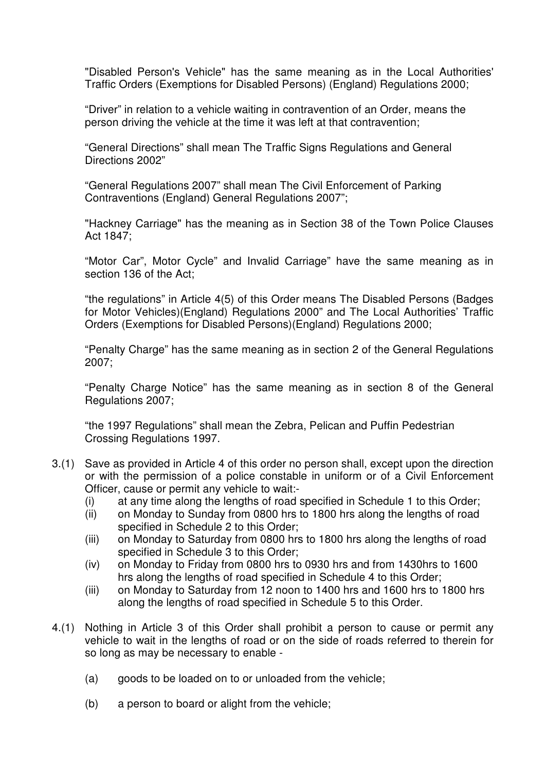"Disabled Person's Vehicle" has the same meaning as in the Local Authorities' Traffic Orders (Exemptions for Disabled Persons) (England) Regulations 2000;

“Driver” in relation to a vehicle waiting in contravention of an Order, means the person driving the vehicle at the time it was left at that contravention;

“General Directions” shall mean The Traffic Signs Regulations and General Directions 2002”

“General Regulations 2007” shall mean The Civil Enforcement of Parking Contraventions (England) General Regulations 2007”;

"Hackney Carriage" has the meaning as in Section 38 of the Town Police Clauses Act 1847;

“Motor Car”, Motor Cycle” and Invalid Carriage” have the same meaning as in section 136 of the Act;

“the regulations” in Article 4(5) of this Order means The Disabled Persons (Badges for Motor Vehicles)(England) Regulations 2000” and The Local Authorities’ Traffic Orders (Exemptions for Disabled Persons)(England) Regulations 2000;

“Penalty Charge” has the same meaning as in section 2 of the General Regulations 2007;

“Penalty Charge Notice” has the same meaning as in section 8 of the General Regulations 2007;

“the 1997 Regulations” shall mean the Zebra, Pelican and Puffin Pedestrian Crossing Regulations 1997.

3.(1) Save as provided in Article 4 of this order no person shall, except upon the direction or with the permission of a police constable in uniform or of a Civil Enforcement Officer, cause or permit any vehicle to wait:-

- (i) at any time along the lengths of road specified in Schedule 1 to this Order;
- (ii) on Monday to Sunday from 0800 hrs to 1800 hrs along the lengths of road specified in Schedule 2 to this Order;
- (iii) on Monday to Saturday from 0800 hrs to 1800 hrs along the lengths of road specified in Schedule 3 to this Order;
- (iv) on Monday to Friday from 0800 hrs to 0930 hrs and from 1430hrs to 1600 hrs along the lengths of road specified in Schedule 4 to this Order;
- (iii) on Monday to Saturday from 12 noon to 1400 hrs and 1600 hrs to 1800 hrs along the lengths of road specified in Schedule 5 to this Order.

4.(1) Nothing in Article 3 of this Order shall prohibit a person to cause or permit any vehicle to wait in the lengths of road or on the side of roads referred to therein for so long as may be necessary to enable -

- (a) goods to be loaded on to or unloaded from the vehicle;
- (b) a person to board or alight from the vehicle;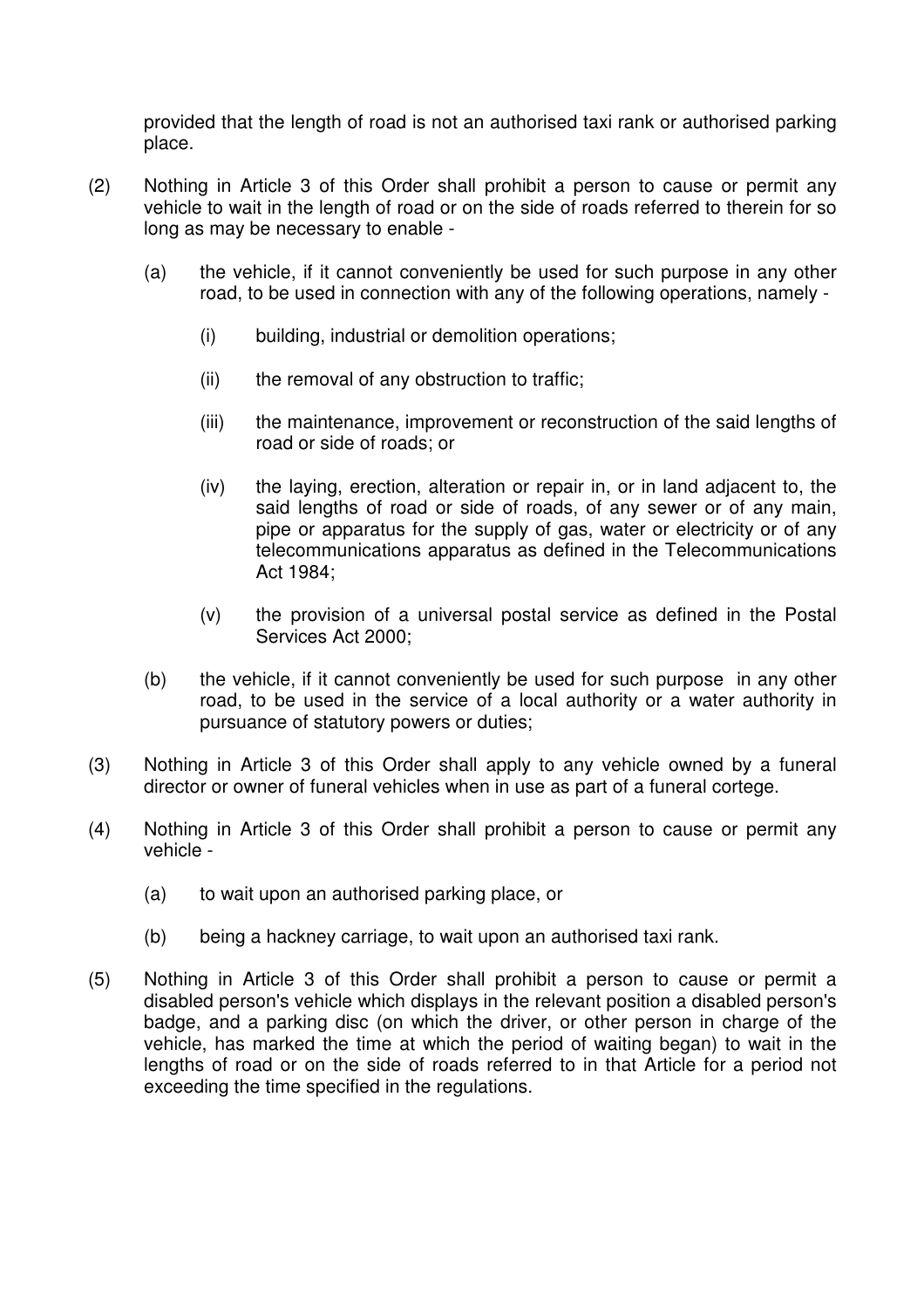provided that the length of road is not an authorised taxi rank or authorised parking place.

(2) Nothing in Article 3 of this Order shall prohibit a person to cause or permit any vehicle to wait in the length of road or on the side of roads referred to therein for so long as may be necessary to enable -

(a) the vehicle, if it cannot conveniently be used for such purpose in any other road, to be used in connection with any of the following operations, namely -

(i) building, industrial or demolition operations;

(ii) the removal of any obstruction to traffic;

(iii) the maintenance, improvement or reconstruction of the said lengths of road or side of roads; or

(iv) the laying, erection, alteration or repair in, or in land adjacent to, the said lengths of road or side of roads, of any sewer or of any main, pipe or apparatus for the supply of gas, water or electricity or of any telecommunications apparatus as defined in the Telecommunications Act 1984;

(v) the provision of a universal postal service as defined in the Postal Services Act 2000;

(b) the vehicle, if it cannot conveniently be used for such purpose in any other road, to be used in the service of a local authority or a water authority in pursuance of statutory powers or duties;

(3) Nothing in Article 3 of this Order shall apply to any vehicle owned by a funeral director or owner of funeral vehicles when in use as part of a funeral cortege.

(4) Nothing in Article 3 of this Order shall prohibit a person to cause or permit any vehicle -

(a) to wait upon an authorised parking place, or

(b) being a hackney carriage, to wait upon an authorised taxi rank.

(5) Nothing in Article 3 of this Order shall prohibit a person to cause or permit a disabled person's vehicle which displays in the relevant position a disabled person's badge, and a parking disc (on which the driver, or other person in charge of the vehicle, has marked the time at which the period of waiting began) to wait in the lengths of road or on the side of roads referred to in that Article for a period not exceeding the time specified in the regulations.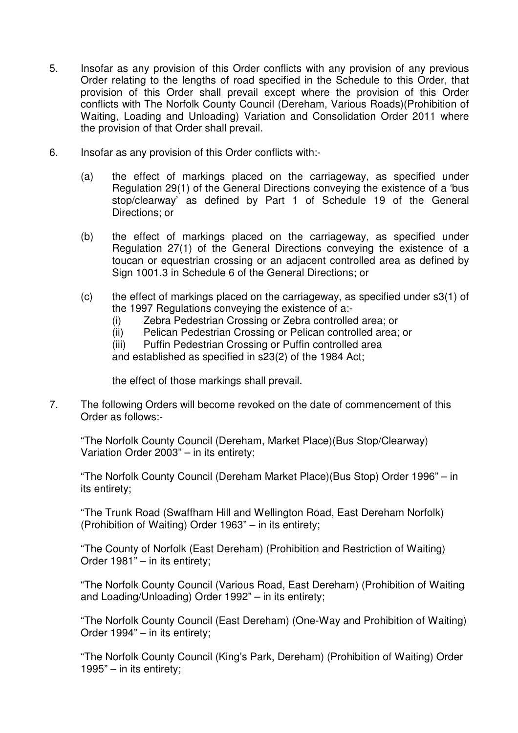5. Insofar as any provision of this Order conflicts with any provision of any previous Order relating to the lengths of road specified in the Schedule to this Order, that provision of this Order shall prevail except where the provision of this Order conflicts with The Norfolk County Council (Dereham, Various Roads)(Prohibition of Waiting, Loading and Unloading) Variation and Consolidation Order 2011 where the provision of that Order shall prevail.

6. Insofar as any provision of this Order conflicts with:-

   (a) the effect of markings placed on the carriageway, as specified under Regulation 29(1) of the General Directions conveying the existence of a 'bus stop/clearway' as defined by Part 1 of Schedule 19 of the General Directions; or

   (b) the effect of markings placed on the carriageway, as specified under Regulation 27(1) of the General Directions conveying the existence of a toucan or equestrian crossing or an adjacent controlled area as defined by Sign 1001.3 in Schedule 6 of the General Directions; or

   (c) the effect of markings placed on the carriageway, as specified under s3(1) of the 1997 Regulations conveying the existence of a:-
      (i) Zebra Pedestrian Crossing or Zebra controlled area; or
      (ii) Pelican Pedestrian Crossing or Pelican controlled area; or
      (iii) Puffin Pedestrian Crossing or Puffin controlled area

      and established as specified in s23(2) of the 1984 Act;

   the effect of those markings shall prevail.

7. The following Orders will become revoked on the date of commencement of this Order as follows:-

   "The Norfolk County Council (Dereham, Market Place)(Bus Stop/Clearway) Variation Order 2003" – in its entirety;

   "The Norfolk County Council (Dereham Market Place)(Bus Stop) Order 1996" – in its entirety;

   "The Trunk Road (Swaffham Hill and Wellington Road, East Dereham Norfolk) (Prohibition of Waiting) Order 1963" – in its entirety;

   "The County of Norfolk (East Dereham) (Prohibition and Restriction of Waiting) Order 1981" – in its entirety;

   "The Norfolk County Council (Various Road, East Dereham) (Prohibition of Waiting and Loading/Unloading) Order 1992" – in its entirety;

   "The Norfolk County Council (East Dereham) (One-Way and Prohibition of Waiting) Order 1994" – in its entirety;

   "The Norfolk County Council (King's Park, Dereham) (Prohibition of Waiting) Order 1995" – in its entirety;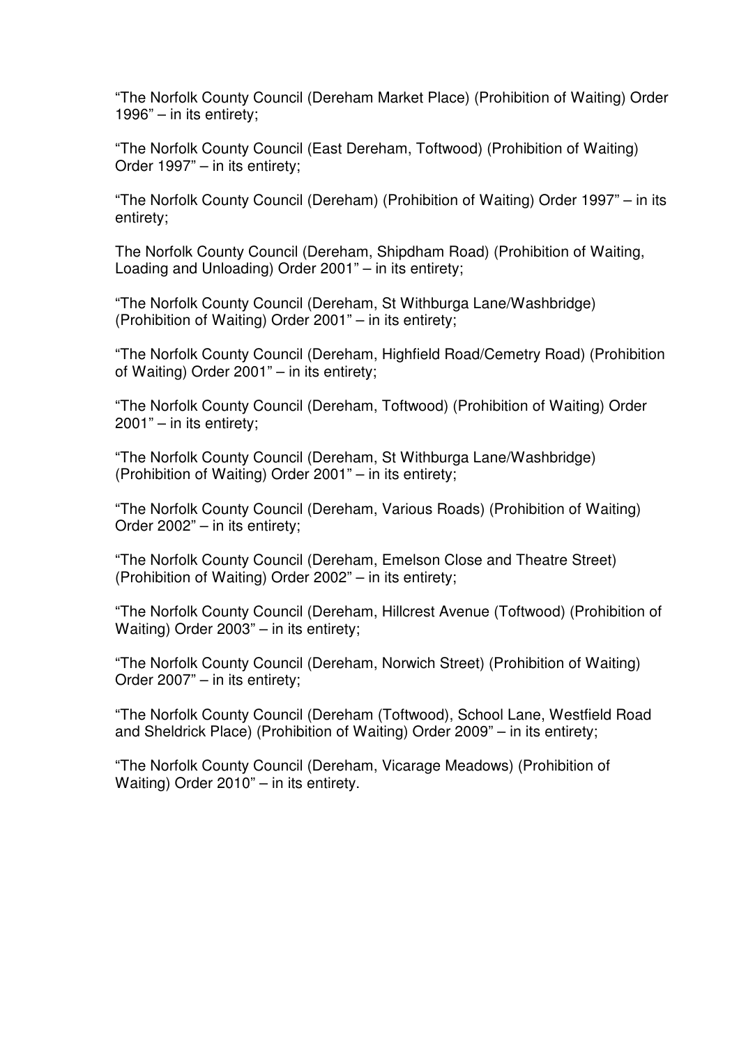"The Norfolk County Council (Dereham Market Place) (Prohibition of Waiting) Order 1996" – in its entirety;

"The Norfolk County Council (East Dereham, Toftwood) (Prohibition of Waiting) Order 1997" – in its entirety;

"The Norfolk County Council (Dereham) (Prohibition of Waiting) Order 1997" – in its entirety;

The Norfolk County Council (Dereham, Shipdham Road) (Prohibition of Waiting, Loading and Unloading) Order 2001" – in its entirety;

"The Norfolk County Council (Dereham, St Withburga Lane/Washbridge) (Prohibition of Waiting) Order 2001" – in its entirety;

"The Norfolk County Council (Dereham, Highfield Road/Cemetry Road) (Prohibition of Waiting) Order 2001" – in its entirety;

"The Norfolk County Council (Dereham, Toftwood) (Prohibition of Waiting) Order 2001" – in its entirety;

"The Norfolk County Council (Dereham, St Withburga Lane/Washbridge) (Prohibition of Waiting) Order 2001" – in its entirety;

"The Norfolk County Council (Dereham, Various Roads) (Prohibition of Waiting) Order 2002" – in its entirety;

"The Norfolk County Council (Dereham, Emelson Close and Theatre Street) (Prohibition of Waiting) Order 2002" – in its entirety;

"The Norfolk County Council (Dereham, Hillcrest Avenue (Toftwood) (Prohibition of Waiting) Order 2003" – in its entirety;

"The Norfolk County Council (Dereham, Norwich Street) (Prohibition of Waiting) Order 2007" – in its entirety;

"The Norfolk County Council (Dereham (Toftwood), School Lane, Westfield Road and Sheldrick Place) (Prohibition of Waiting) Order 2009" – in its entirety;

"The Norfolk County Council (Dereham, Vicarage Meadows) (Prohibition of Waiting) Order 2010" – in its entirety.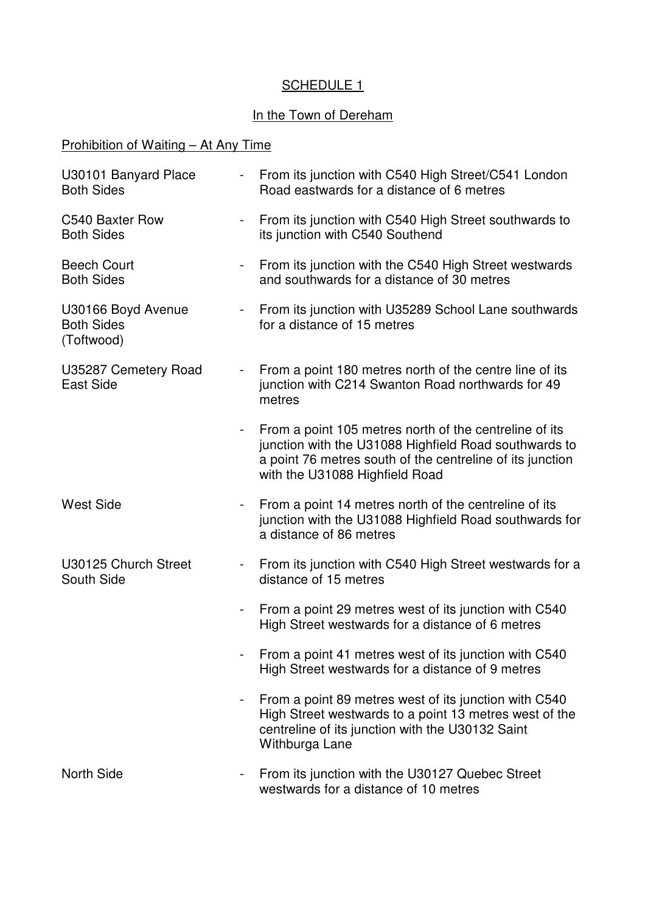## SCHEDULE 1

### In the Town of Dereham

#### Prohibition of Waiting – At Any Time

| Road / Side | | Description |
|---|---|---|
| U30101 Banyard Place<br>Both Sides | - | From its junction with C540 High Street/C541 London Road eastwards for a distance of 6 metres |
| C540 Baxter Row<br>Both Sides | - | From its junction with C540 High Street southwards to its junction with C540 Southend |
| Beech Court<br>Both Sides | - | From its junction with the C540 High Street westwards and southwards for a distance of 30 metres |
| U30166 Boyd Avenue<br>Both Sides<br>(Toftwood) | - | From its junction with U35289 School Lane southwards for a distance of 15 metres |
| U35287 Cemetery Road<br>East Side | - | From a point 180 metres north of the centre line of its junction with C214 Swanton Road northwards for 49 metres |
| | - | From a point 105 metres north of the centreline of its junction with the U31088 Highfield Road southwards to a point 76 metres south of the centreline of its junction with the U31088 Highfield Road |
| West Side | - | From a point 14 metres north of the centreline of its junction with the U31088 Highfield Road southwards for a distance of 86 metres |
| U30125 Church Street<br>South Side | - | From its junction with C540 High Street westwards for a distance of 15 metres |
| | - | From a point 29 metres west of its junction with C540 High Street westwards for a distance of 6 metres |
| | - | From a point 41 metres west of its junction with C540 High Street westwards for a distance of 9 metres |
| | - | From a point 89 metres west of its junction with C540 High Street westwards to a point 13 metres west of the centreline of its junction with the U30132 Saint Withburga Lane |
| North Side | - | From its junction with the U30127 Quebec Street westwards for a distance of 10 metres |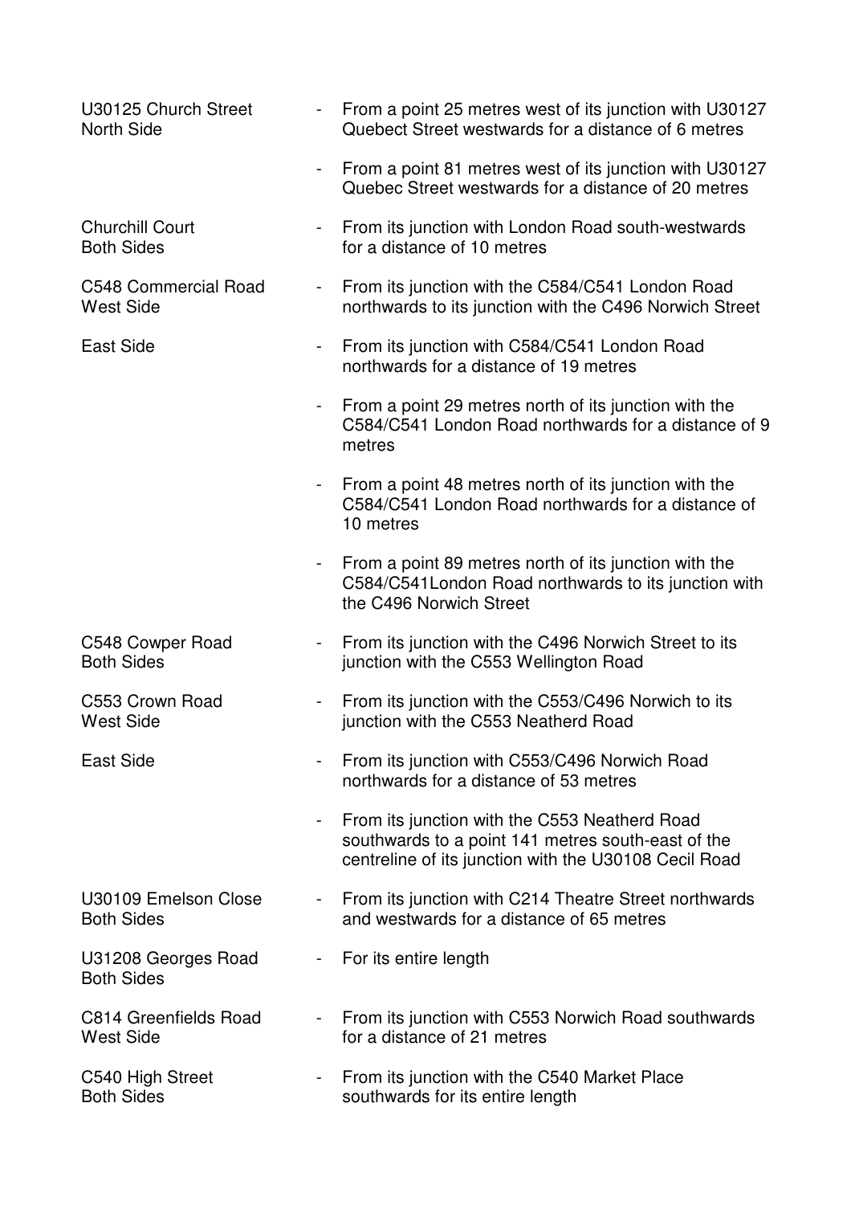| | | |
|---|---|---|
| U30125 Church Street<br>North Side | - | From a point 25 metres west of its junction with U30127 Quebect Street westwards for a distance of 6 metres |
| | - | From a point 81 metres west of its junction with U30127 Quebec Street westwards for a distance of 20 metres |
| Churchill Court<br>Both Sides | - | From its junction with London Road south-westwards for a distance of 10 metres |
| C548 Commercial Road<br>West Side | - | From its junction with the C584/C541 London Road northwards to its junction with the C496 Norwich Street |
| East Side | - | From its junction with C584/C541 London Road northwards for a distance of 19 metres |
| | - | From a point 29 metres north of its junction with the C584/C541 London Road northwards for a distance of 9 metres |
| | - | From a point 48 metres north of its junction with the C584/C541 London Road northwards for a distance of 10 metres |
| | - | From a point 89 metres north of its junction with the C584/C541London Road northwards to its junction with the C496 Norwich Street |
| C548 Cowper Road<br>Both Sides | - | From its junction with the C496 Norwich Street to its junction with the C553 Wellington Road |
| C553 Crown Road<br>West Side | - | From its junction with the C553/C496 Norwich to its junction with the C553 Neatherd Road |
| East Side | - | From its junction with C553/C496 Norwich Road northwards for a distance of 53 metres |
| | - | From its junction with the C553 Neatherd Road southwards to a point 141 metres south-east of the centreline of its junction with the U30108 Cecil Road |
| U30109 Emelson Close<br>Both Sides | - | From its junction with C214 Theatre Street northwards and westwards for a distance of 65 metres |
| U31208 Georges Road<br>Both Sides | - | For its entire length |
| C814 Greenfields Road<br>West Side | - | From its junction with C553 Norwich Road southwards for a distance of 21 metres |
| C540 High Street<br>Both Sides | - | From its junction with the C540 Market Place southwards for its entire length |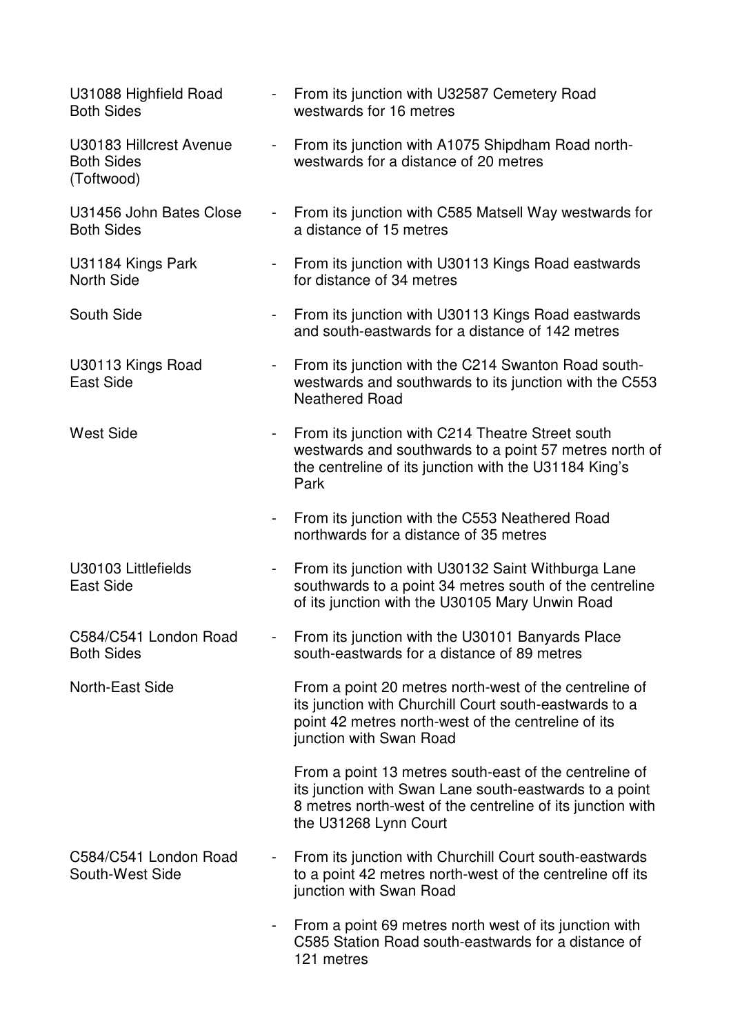| | | |
|---|---|---|
| U31088 Highfield Road<br>Both Sides | - | From its junction with U32587 Cemetery Road westwards for 16 metres |
| U30183 Hillcrest Avenue<br>Both Sides<br>(Toftwood) | - | From its junction with A1075 Shipdham Road north-westwards for a distance of 20 metres |
| U31456 John Bates Close<br>Both Sides | - | From its junction with C585 Matsell Way westwards for a distance of 15 metres |
| U31184 Kings Park<br>North Side | - | From its junction with U30113 Kings Road eastwards for distance of 34 metres |
| South Side | - | From its junction with U30113 Kings Road eastwards and south-eastwards for a distance of 142 metres |
| U30113 Kings Road<br>East Side | - | From its junction with the C214 Swanton Road south-westwards and southwards to its junction with the C553 Neathered Road |
| West Side | - | From its junction with C214 Theatre Street south westwards and southwards to a point 57 metres north of the centreline of its junction with the U31184 King's Park |
| | - | From its junction with the C553 Neathered Road northwards for a distance of 35 metres |
| U30103 Littlefields<br>East Side | - | From its junction with U30132 Saint Withburga Lane southwards to a point 34 metres south of the centreline of its junction with the U30105 Mary Unwin Road |
| C584/C541 London Road<br>Both Sides | - | From its junction with the U30101 Banyards Place south-eastwards for a distance of 89 metres |
| North-East Side | | From a point 20 metres north-west of the centreline of its junction with Churchill Court south-eastwards to a point 42 metres north-west of the centreline of its junction with Swan Road |
| | | From a point 13 metres south-east of the centreline of its junction with Swan Lane south-eastwards to a point 8 metres north-west of the centreline of its junction with the U31268 Lynn Court |
| C584/C541 London Road<br>South-West Side | - | From its junction with Churchill Court south-eastwards to a point 42 metres north-west of the centreline off its junction with Swan Road |
| | - | From a point 69 metres north west of its junction with C585 Station Road south-eastwards for a distance of 121 metres |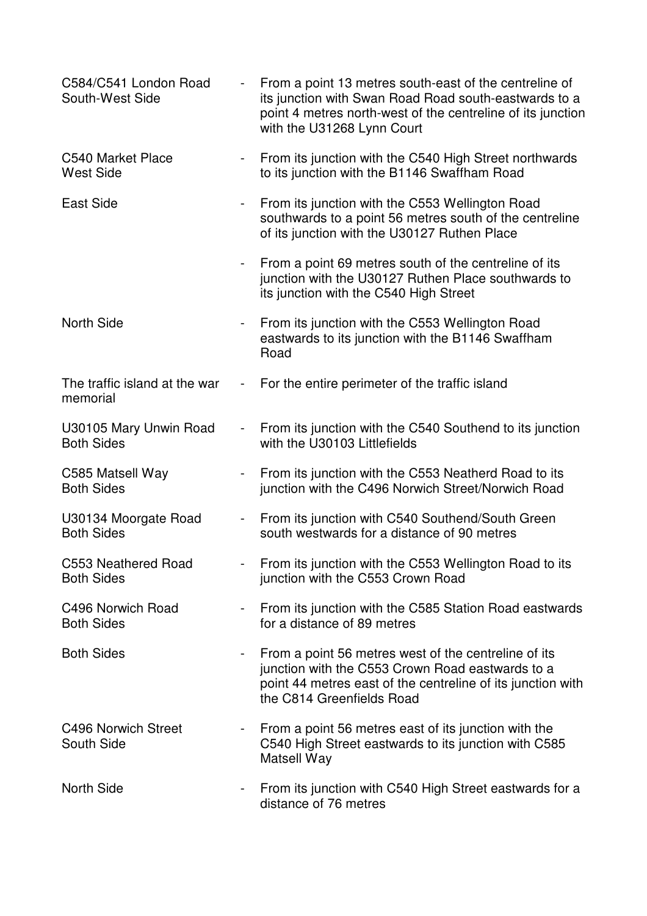| | | |
|---|---|---|
| C584/C541 London Road South-West Side | - | From a point 13 metres south-east of the centreline of its junction with Swan Road Road south-eastwards to a point 4 metres north-west of the centreline of its junction with the U31268 Lynn Court |
| C540 Market Place West Side | - | From its junction with the C540 High Street northwards to its junction with the B1146 Swaffham Road |
| East Side | - | From its junction with the C553 Wellington Road southwards to a point 56 metres south of the centreline of its junction with the U30127 Ruthen Place |
| | - | From a point 69 metres south of the centreline of its junction with the U30127 Ruthen Place southwards to its junction with the C540 High Street |
| North Side | - | From its junction with the C553 Wellington Road eastwards to its junction with the B1146 Swaffham Road |
| The traffic island at the war memorial | - | For the entire perimeter of the traffic island |
| U30105 Mary Unwin Road Both Sides | - | From its junction with the C540 Southend to its junction with the U30103 Littlefields |
| C585 Matsell Way Both Sides | - | From its junction with the C553 Neatherd Road to its junction with the C496 Norwich Street/Norwich Road |
| U30134 Moorgate Road Both Sides | - | From its junction with C540 Southend/South Green south westwards for a distance of 90 metres |
| C553 Neathered Road Both Sides | - | From its junction with the C553 Wellington Road to its junction with the C553 Crown Road |
| C496 Norwich Road Both Sides | - | From its junction with the C585 Station Road eastwards for a distance of 89 metres |
| Both Sides | - | From a point 56 metres west of the centreline of its junction with the C553 Crown Road eastwards to a point 44 metres east of the centreline of its junction with the C814 Greenfields Road |
| C496 Norwich Street South Side | - | From a point 56 metres east of its junction with the C540 High Street eastwards to its junction with C585 Matsell Way |
| North Side | - | From its junction with C540 High Street eastwards for a distance of 76 metres |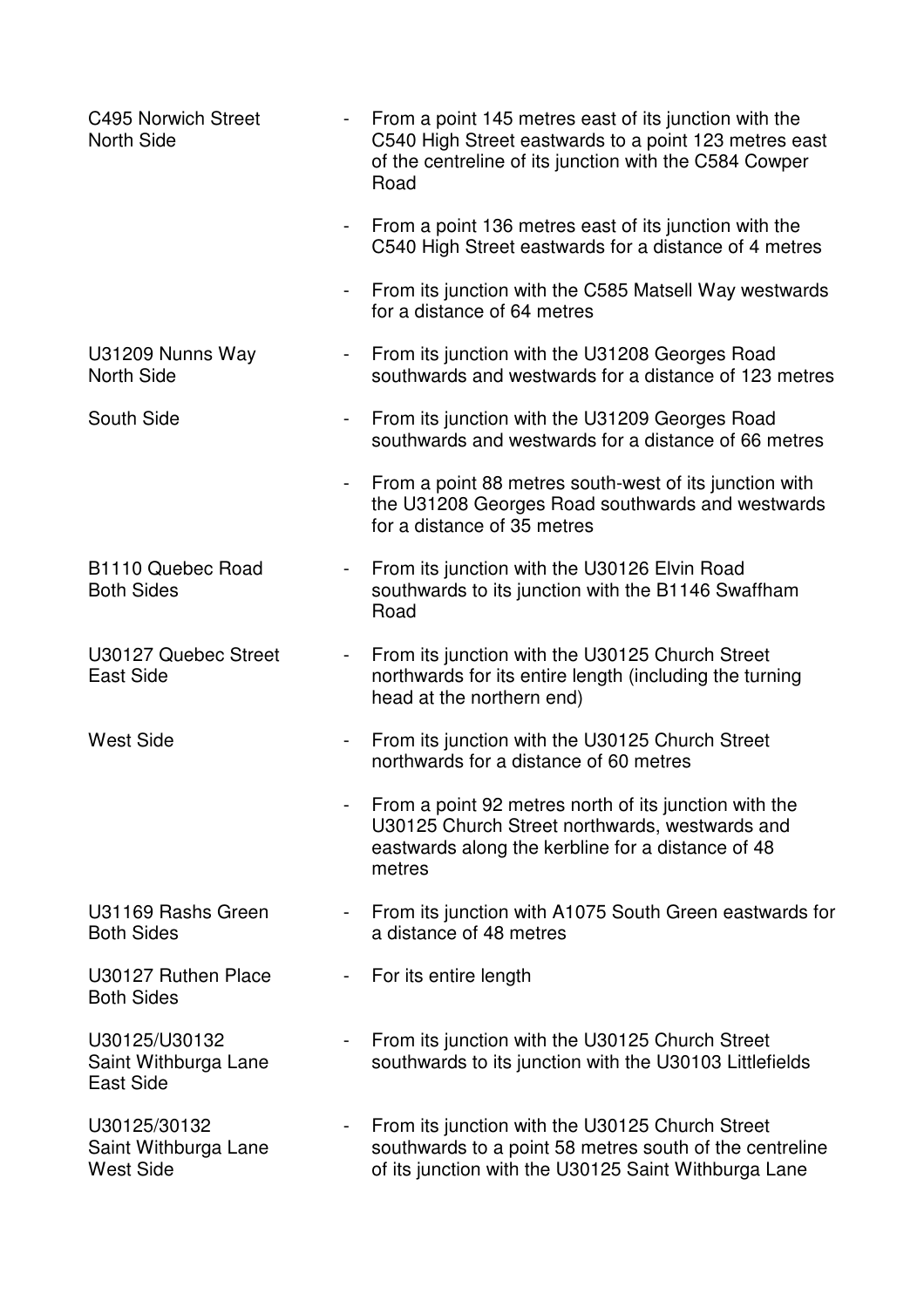| | | |
|---|---|---|
| C495 Norwich Street<br>North Side | - | From a point 145 metres east of its junction with the C540 High Street eastwards to a point 123 metres east of the centreline of its junction with the C584 Cowper Road |
| | - | From a point 136 metres east of its junction with the C540 High Street eastwards for a distance of 4 metres |
| | - | From its junction with the C585 Matsell Way westwards for a distance of 64 metres |
| U31209 Nunns Way<br>North Side | - | From its junction with the U31208 Georges Road southwards and westwards for a distance of 123 metres |
| South Side | - | From its junction with the U31209 Georges Road southwards and westwards for a distance of 66 metres |
| | - | From a point 88 metres south-west of its junction with the U31208 Georges Road southwards and westwards for a distance of 35 metres |
| B1110 Quebec Road<br>Both Sides | - | From its junction with the U30126 Elvin Road southwards to its junction with the B1146 Swaffham Road |
| U30127 Quebec Street<br>East Side | - | From its junction with the U30125 Church Street northwards for its entire length (including the turning head at the northern end) |
| West Side | - | From its junction with the U30125 Church Street northwards for a distance of 60 metres |
| | - | From a point 92 metres north of its junction with the U30125 Church Street northwards, westwards and eastwards along the kerbline for a distance of 48 metres |
| U31169 Rashs Green<br>Both Sides | - | From its junction with A1075 South Green eastwards for a distance of 48 metres |
| U30127 Ruthen Place<br>Both Sides | - | For its entire length |
| U30125/U30132<br>Saint Withburga Lane<br>East Side | - | From its junction with the U30125 Church Street southwards to its junction with the U30103 Littlefields |
| U30125/30132<br>Saint Withburga Lane<br>West Side | - | From its junction with the U30125 Church Street southwards to a point 58 metres south of the centreline of its junction with the U30125 Saint Withburga Lane |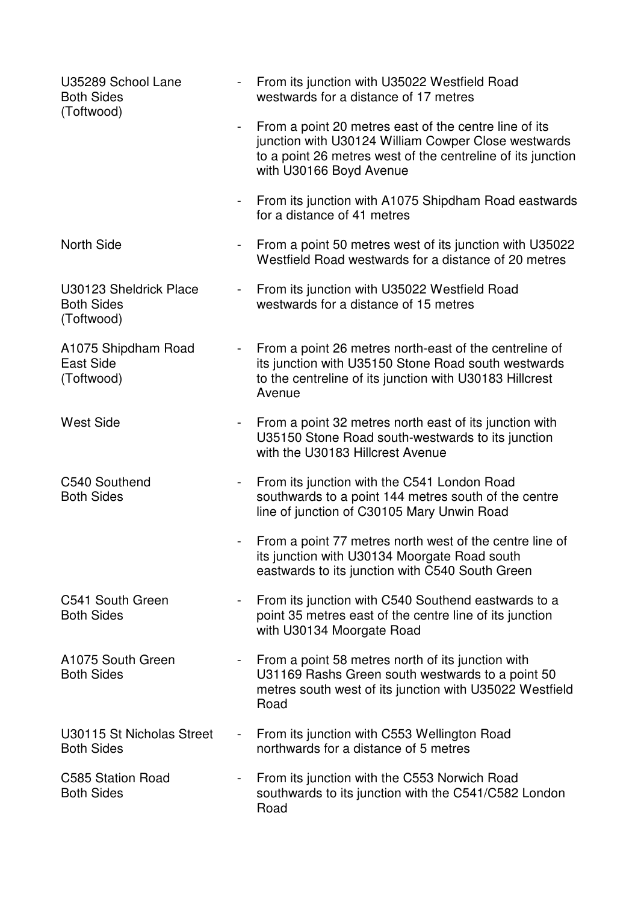| | | |
|---|---|---|
| U35289 School Lane<br>Both Sides<br>(Toftwood) | - | From its junction with U35022 Westfield Road westwards for a distance of 17 metres |
| | - | From a point 20 metres east of the centre line of its junction with U30124 William Cowper Close westwards to a point 26 metres west of the centreline of its junction with U30166 Boyd Avenue |
| | - | From its junction with A1075 Shipdham Road eastwards for a distance of 41 metres |
| North Side | - | From a point 50 metres west of its junction with U35022 Westfield Road westwards for a distance of 20 metres |
| U30123 Sheldrick Place<br>Both Sides<br>(Toftwood) | - | From its junction with U35022 Westfield Road westwards for a distance of 15 metres |
| A1075 Shipdham Road<br>East Side<br>(Toftwood) | - | From a point 26 metres north-east of the centreline of its junction with U35150 Stone Road south westwards to the centreline of its junction with U30183 Hillcrest Avenue |
| West Side | - | From a point 32 metres north east of its junction with U35150 Stone Road south-westwards to its junction with the U30183 Hillcrest Avenue |
| C540 Southend<br>Both Sides | - | From its junction with the C541 London Road southwards to a point 144 metres south of the centre line of junction of C30105 Mary Unwin Road |
| | - | From a point 77 metres north west of the centre line of its junction with U30134 Moorgate Road south eastwards to its junction with C540 South Green |
| C541 South Green<br>Both Sides | - | From its junction with C540 Southend eastwards to a point 35 metres east of the centre line of its junction with U30134 Moorgate Road |
| A1075 South Green<br>Both Sides | - | From a point 58 metres north of its junction with U31169 Rashs Green south westwards to a point 50 metres south west of its junction with U35022 Westfield Road |
| U30115 St Nicholas Street<br>Both Sides | - | From its junction with C553 Wellington Road northwards for a distance of 5 metres |
| C585 Station Road<br>Both Sides | - | From its junction with the C553 Norwich Road southwards to its junction with the C541/C582 London Road |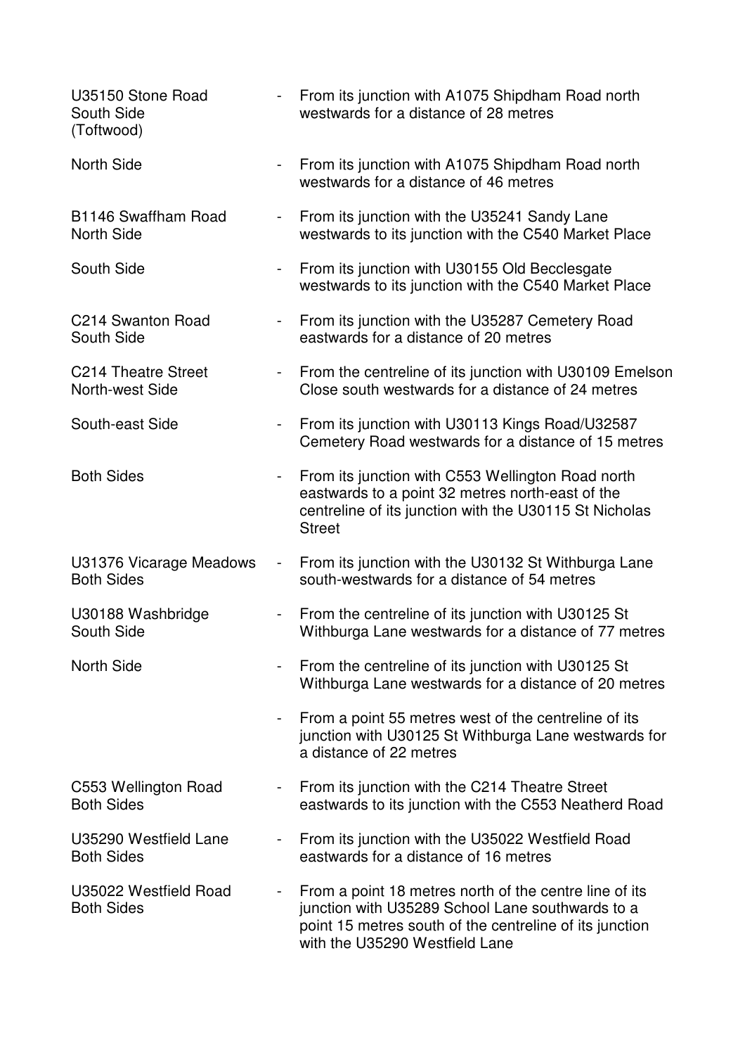| | | |
|---|---|---|
| U35150 Stone Road<br>South Side<br>(Toftwood) | - | From its junction with A1075 Shipdham Road north westwards for a distance of 28 metres |
| North Side | - | From its junction with A1075 Shipdham Road north westwards for a distance of 46 metres |
| B1146 Swaffham Road<br>North Side | - | From its junction with the U35241 Sandy Lane westwards to its junction with the C540 Market Place |
| South Side | - | From its junction with U30155 Old Becclesgate westwards to its junction with the C540 Market Place |
| C214 Swanton Road<br>South Side | - | From its junction with the U35287 Cemetery Road eastwards for a distance of 20 metres |
| C214 Theatre Street<br>North-west Side | - | From the centreline of its junction with U30109 Emelson Close south westwards for a distance of 24 metres |
| South-east Side | - | From its junction with U30113 Kings Road/U32587 Cemetery Road westwards for a distance of 15 metres |
| Both Sides | - | From its junction with C553 Wellington Road north eastwards to a point 32 metres north-east of the centreline of its junction with the U30115 St Nicholas Street |
| U31376 Vicarage Meadows<br>Both Sides | - | From its junction with the U30132 St Withburga Lane south-westwards for a distance of 54 metres |
| U30188 Washbridge<br>South Side | - | From the centreline of its junction with U30125 St Withburga Lane westwards for a distance of 77 metres |
| North Side | - | From the centreline of its junction with U30125 St Withburga Lane westwards for a distance of 20 metres |
| | - | From a point 55 metres west of the centreline of its junction with U30125 St Withburga Lane westwards for a distance of 22 metres |
| C553 Wellington Road<br>Both Sides | - | From its junction with the C214 Theatre Street eastwards to its junction with the C553 Neatherd Road |
| U35290 Westfield Lane<br>Both Sides | - | From its junction with the U35022 Westfield Road eastwards for a distance of 16 metres |
| U35022 Westfield Road<br>Both Sides | - | From a point 18 metres north of the centre line of its junction with U35289 School Lane southwards to a point 15 metres south of the centreline of its junction with the U35290 Westfield Lane |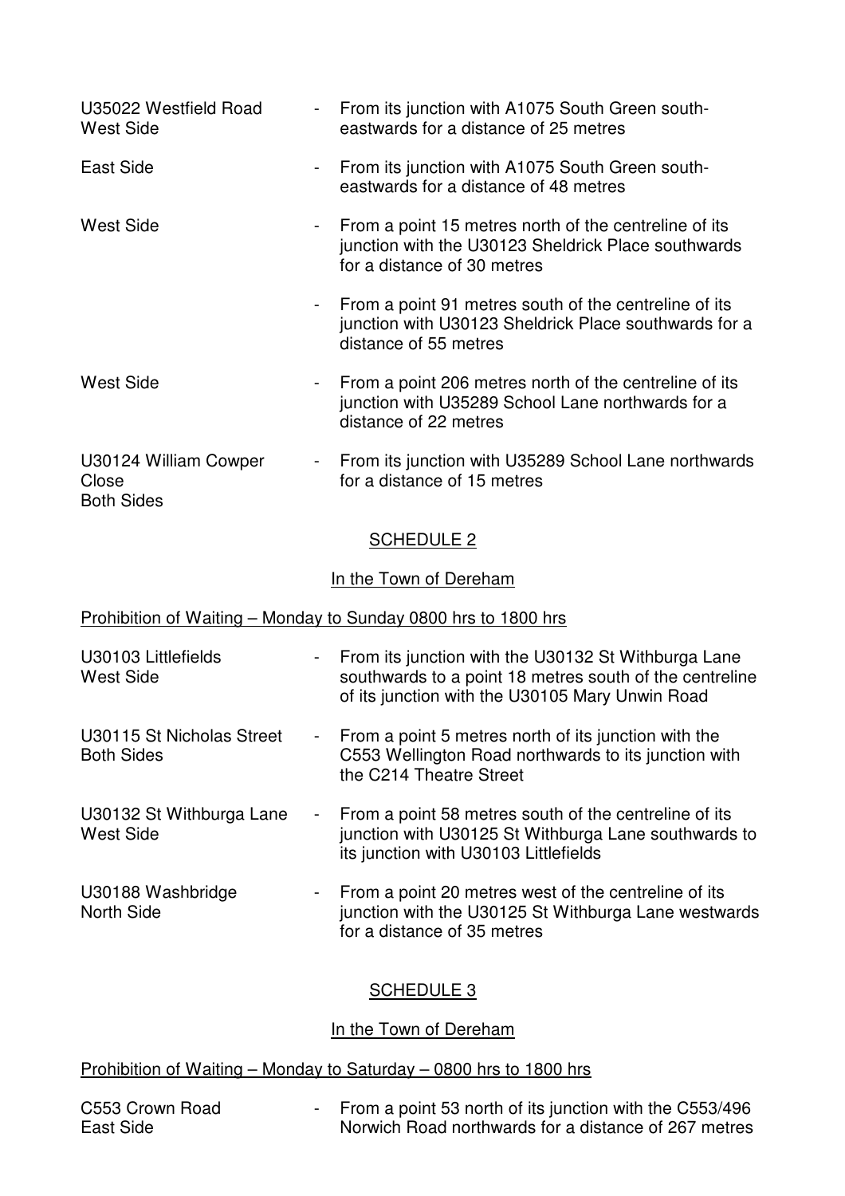| | | |
|---|---|---|
| U35022 Westfield Road<br>West Side | - | From its junction with A1075 South Green south-eastwards for a distance of 25 metres |
| East Side | - | From its junction with A1075 South Green south-eastwards for a distance of 48 metres |
| West Side | - | From a point 15 metres north of the centreline of its junction with the U30123 Sheldrick Place southwards for a distance of 30 metres |
| | - | From a point 91 metres south of the centreline of its junction with U30123 Sheldrick Place southwards for a distance of 55 metres |
| West Side | - | From a point 206 metres north of the centreline of its junction with U35289 School Lane northwards for a distance of 22 metres |
| U30124 William Cowper Close<br>Both Sides | - | From its junction with U35289 School Lane northwards for a distance of 15 metres |

## SCHEDULE 2

In the Town of Dereham

Prohibition of Waiting – Monday to Sunday 0800 hrs to 1800 hrs

| | | |
|---|---|---|
| U30103 Littlefields<br>West Side | - | From its junction with the U30132 St Withburga Lane southwards to a point 18 metres south of the centreline of its junction with the U30105 Mary Unwin Road |
| U30115 St Nicholas Street<br>Both Sides | - | From a point 5 metres north of its junction with the C553 Wellington Road northwards to its junction with the C214 Theatre Street |
| U30132 St Withburga Lane<br>West Side | - | From a point 58 metres south of the centreline of its junction with U30125 St Withburga Lane southwards to its junction with U30103 Littlefields |
| U30188 Washbridge<br>North Side | - | From a point 20 metres west of the centreline of its junction with the U30125 St Withburga Lane westwards for a distance of 35 metres |

## SCHEDULE 3

In the Town of Dereham

Prohibition of Waiting – Monday to Saturday – 0800 hrs to 1800 hrs

| | | |
|---|---|---|
| C553 Crown Road<br>East Side | - | From a point 53 north of its junction with the C553/496 Norwich Road northwards for a distance of 267 metres |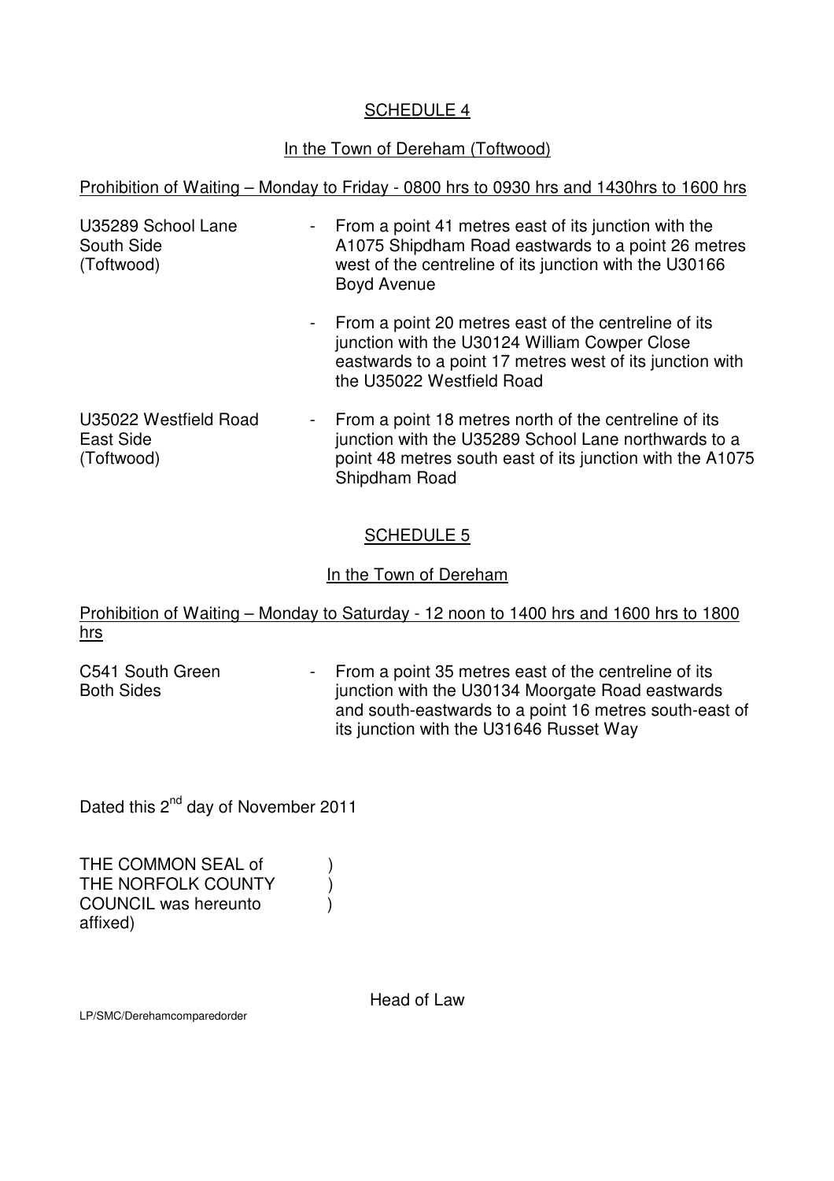## SCHEDULE 4

### In the Town of Dereham (Toftwood)

Prohibition of Waiting – Monday to Friday - 0800 hrs to 0930 hrs and 1430hrs to 1600 hrs

| | |
|---|---|
| U35289 School Lane<br>South Side<br>(Toftwood) | - From a point 41 metres east of its junction with the A1075 Shipdham Road eastwards to a point 26 metres west of the centreline of its junction with the U30166 Boyd Avenue |
| | - From a point 20 metres east of the centreline of its junction with the U30124 William Cowper Close eastwards to a point 17 metres west of its junction with the U35022 Westfield Road |
| U35022 Westfield Road<br>East Side<br>(Toftwood) | - From a point 18 metres north of the centreline of its junction with the U35289 School Lane northwards to a point 48 metres south east of its junction with the A1075 Shipdham Road |

## SCHEDULE 5

### In the Town of Dereham

Prohibition of Waiting – Monday to Saturday - 12 noon to 1400 hrs and 1600 hrs to 1800 hrs

| | |
|---|---|
| C541 South Green<br>Both Sides | - From a point 35 metres east of the centreline of its junction with the U30134 Moorgate Road eastwards and south-eastwards to a point 16 metres south-east of its junction with the U31646 Russet Way |

Dated this 2nd day of November 2011

THE COMMON SEAL of )
THE NORFOLK COUNTY )
COUNCIL was hereunto )
affixed)

Head of Law

LP/SMC/Derehamcomparedorder